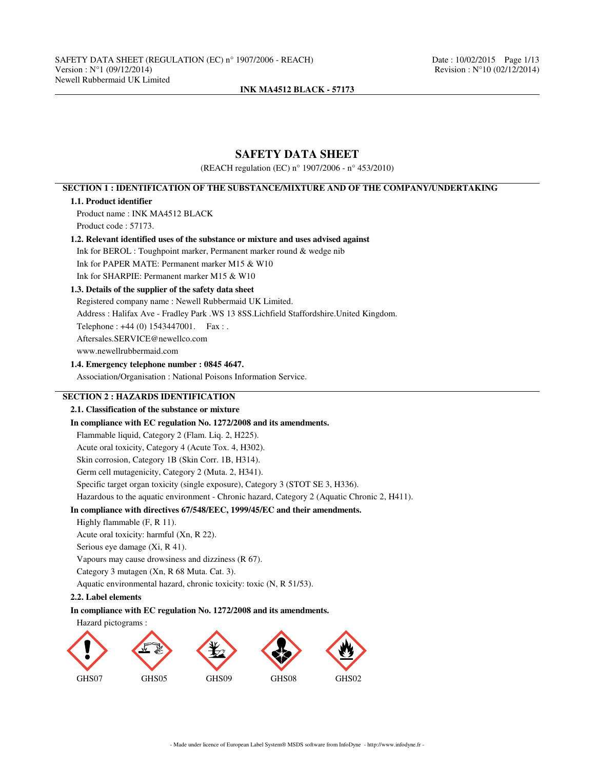# SAFETY DATA SHEET

(REACH regulation (EC) n° 1907/2006 - n° 453/2010)

## SECTION 1 : IDENTIFICATION OF THE SUBSTANCE/MIXTURE AND OF THE COMPANY/UNDERTAKING

### 1.1. Product identifier

Product name : INK MA4512 BLACK

Product code : 57173.

### 1.2. Relevant identified uses of the substance or mixture and uses advised against

Ink for BEROL : Toughpoint marker, Permanent marker round & wedge nib

Ink for PAPER MATE: Permanent marker M15 & W10

Ink for SHARPIE: Permanent marker M15 & W10

### 1.3. Details of the supplier of the safety data sheet

Registered company name : Newell Rubbermaid UK Limited.

Address : Halifax Ave - Fradley Park .WS 13 8SS.Lichfield Staffordshire.United Kingdom.

Telephone : +44 (0) 1543447001.    Fax : .

Aftersales.SERVICE@newellco.com

www.newellrubbermaid.com

### 1.4. Emergency telephone number : 0845 4647.

Association/Organisation : National Poisons Information Service.

## SECTION 2 : HAZARDS IDENTIFICATION

### 2.1. Classification of the substance or mixture

**In compliance with EC regulation No. 1272/2008 and its amendments.**

Flammable liquid, Category 2 (Flam. Liq. 2, H225).

Acute oral toxicity, Category 4 (Acute Tox. 4, H302).

Skin corrosion, Category 1B (Skin Corr. 1B, H314).

Germ cell mutagenicity, Category 2 (Muta. 2, H341).

Specific target organ toxicity (single exposure), Category 3 (STOT SE 3, H336).

Hazardous to the aquatic environment - Chronic hazard, Category 2 (Aquatic Chronic 2, H411).

**In compliance with directives 67/548/EEC, 1999/45/EC and their amendments.**

Highly flammable (F, R 11).

Acute oral toxicity: harmful (Xn, R 22).

Serious eye damage (Xi, R 41).

Vapours may cause drowsiness and dizziness (R 67).

Category 3 mutagen (Xn, R 68 Muta. Cat. 3).

Aquatic environmental hazard, chronic toxicity: toxic (N, R 51/53).

### 2.2. Label elements

**In compliance with EC regulation No. 1272/2008 and its amendments.**

Hazard pictograms :

GHS07    GHS05    GHS09    GHS08    GHS02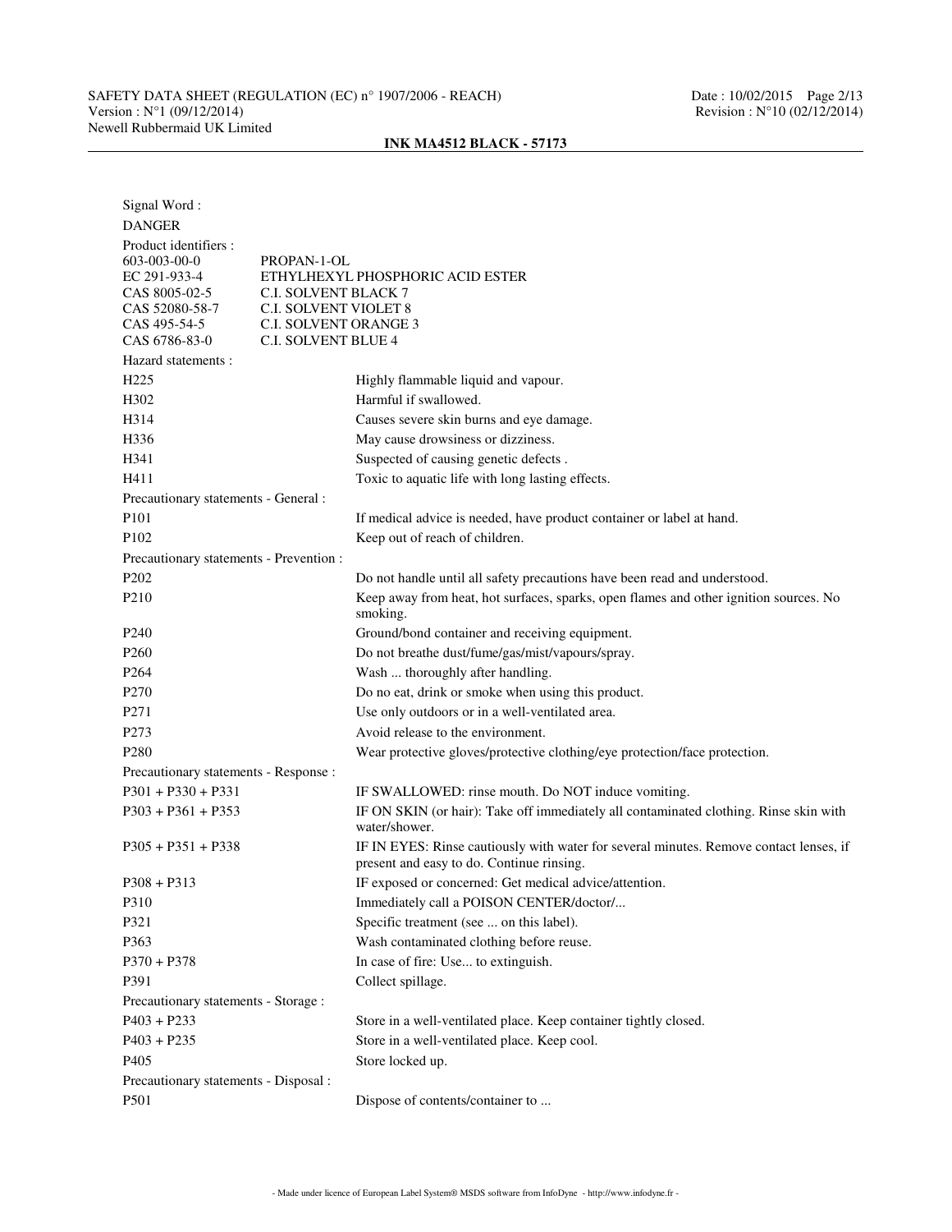Signal Word :

DANGER

Product identifiers :

| | |
|---|---|
| 603-003-00-0 | PROPAN-1-OL |
| EC 291-933-4 | ETHYLHEXYL PHOSPHORIC ACID ESTER |
| CAS 8005-02-5 | C.I. SOLVENT BLACK 7 |
| CAS 52080-58-7 | C.I. SOLVENT VIOLET 8 |
| CAS 495-54-5 | C.I. SOLVENT ORANGE 3 |
| CAS 6786-83-0 | C.I. SOLVENT BLUE 4 |

Hazard statements :

| | |
|---|---|
| H225 | Highly flammable liquid and vapour. |
| H302 | Harmful if swallowed. |
| H314 | Causes severe skin burns and eye damage. |
| H336 | May cause drowsiness or dizziness. |
| H341 | Suspected of causing genetic defects . |
| H411 | Toxic to aquatic life with long lasting effects. |

Precautionary statements - General :

| | |
|---|---|
| P101 | If medical advice is needed, have product container or label at hand. |
| P102 | Keep out of reach of children. |

Precautionary statements - Prevention :

| | |
|---|---|
| P202 | Do not handle until all safety precautions have been read and understood. |
| P210 | Keep away from heat, hot surfaces, sparks, open flames and other ignition sources. No smoking. |
| P240 | Ground/bond container and receiving equipment. |
| P260 | Do not breathe dust/fume/gas/mist/vapours/spray. |
| P264 | Wash ... thoroughly after handling. |
| P270 | Do no eat, drink or smoke when using this product. |
| P271 | Use only outdoors or in a well-ventilated area. |
| P273 | Avoid release to the environment. |
| P280 | Wear protective gloves/protective clothing/eye protection/face protection. |

Precautionary statements - Response :

| | |
|---|---|
| P301 + P330 + P331 | IF SWALLOWED: rinse mouth. Do NOT induce vomiting. |
| P303 + P361 + P353 | IF ON SKIN (or hair): Take off immediately all contaminated clothing. Rinse skin with water/shower. |
| P305 + P351 + P338 | IF IN EYES: Rinse cautiously with water for several minutes. Remove contact lenses, if present and easy to do. Continue rinsing. |
| P308 + P313 | IF exposed or concerned: Get medical advice/attention. |
| P310 | Immediately call a POISON CENTER/doctor/... |
| P321 | Specific treatment (see ... on this label). |
| P363 | Wash contaminated clothing before reuse. |
| P370 + P378 | In case of fire: Use... to extinguish. |
| P391 | Collect spillage. |

Precautionary statements - Storage :

| | |
|---|---|
| P403 + P233 | Store in a well-ventilated place. Keep container tightly closed. |
| P403 + P235 | Store in a well-ventilated place. Keep cool. |
| P405 | Store locked up. |

Precautionary statements - Disposal :

| | |
|---|---|
| P501 | Dispose of contents/container to ... |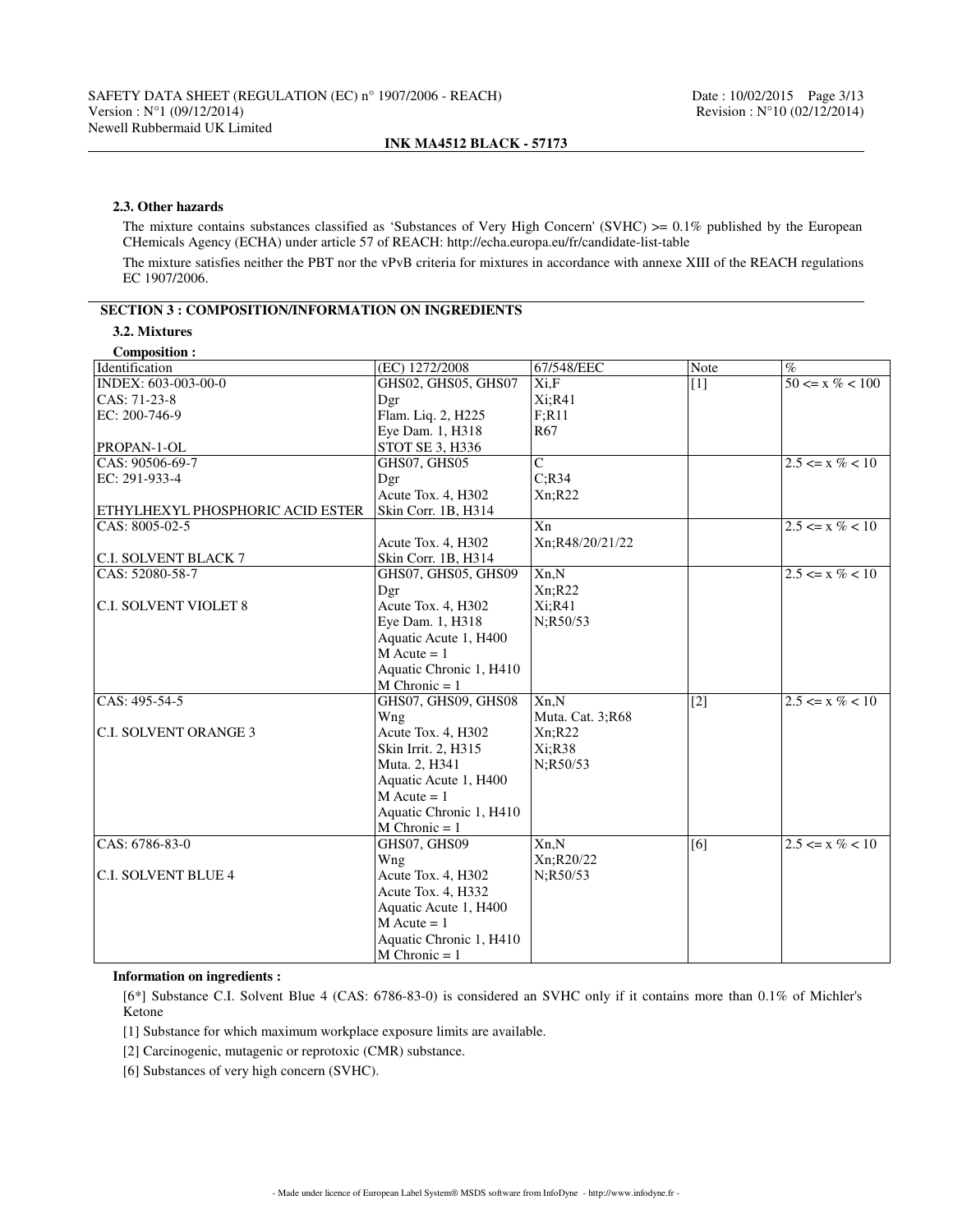### 2.3. Other hazards

The mixture contains substances classified as 'Substances of Very High Concern' (SVHC) >= 0.1% published by the European CHemicals Agency (ECHA) under article 57 of REACH: http://echa.europa.eu/fr/candidate-list-table

The mixture satisfies neither the PBT nor the vPvB criteria for mixtures in accordance with annexe XIII of the REACH regulations EC 1907/2006.

## SECTION 3 : COMPOSITION/INFORMATION ON INGREDIENTS

### 3.2. Mixtures

**Composition :**

| Identification | (EC) 1272/2008 | 67/548/EEC | Note | % |
|---|---|---|---|---|
| INDEX: 603-003-00-0<br>CAS: 71-23-8<br>EC: 200-746-9<br><br>PROPAN-1-OL | GHS02, GHS05, GHS07<br>Dgr<br>Flam. Liq. 2, H225<br>Eye Dam. 1, H318<br>STOT SE 3, H336 | Xi,F<br>Xi;R41<br>F;R11<br>R67 | [1] | 50 <= x % < 100 |
| CAS: 90506-69-7<br>EC: 291-933-4<br><br>ETHYLHEXYL PHOSPHORIC ACID ESTER | GHS07, GHS05<br>Dgr<br>Acute Tox. 4, H302<br>Skin Corr. 1B, H314 | C<br>C;R34<br>Xn;R22 | | 2.5 <= x % < 10 |
| CAS: 8005-02-5<br><br>C.I. SOLVENT BLACK 7 | <br>Acute Tox. 4, H302<br>Skin Corr. 1B, H314 | Xn<br>Xn;R48/20/21/22 | | 2.5 <= x % < 10 |
| CAS: 52080-58-7<br><br>C.I. SOLVENT VIOLET 8 | GHS07, GHS05, GHS09<br>Dgr<br>Acute Tox. 4, H302<br>Eye Dam. 1, H318<br>Aquatic Acute 1, H400<br>M Acute = 1<br>Aquatic Chronic 1, H410<br>M Chronic = 1 | Xn,N<br>Xn;R22<br>Xi;R41<br>N;R50/53 | | 2.5 <= x % < 10 |
| CAS: 495-54-5<br><br>C.I. SOLVENT ORANGE 3 | GHS07, GHS09, GHS08<br>Wng<br>Acute Tox. 4, H302<br>Skin Irrit. 2, H315<br>Muta. 2, H341<br>Aquatic Acute 1, H400<br>M Acute = 1<br>Aquatic Chronic 1, H410<br>M Chronic = 1 | Xn,N<br>Muta. Cat. 3;R68<br>Xn;R22<br>Xi;R38<br>N;R50/53 | [2] | 2.5 <= x % < 10 |
| CAS: 6786-83-0<br><br>C.I. SOLVENT BLUE 4 | GHS07, GHS09<br>Wng<br>Acute Tox. 4, H302<br>Acute Tox. 4, H332<br>Aquatic Acute 1, H400<br>M Acute = 1<br>Aquatic Chronic 1, H410<br>M Chronic = 1 | Xn,N<br>Xn;R20/22<br>N;R50/53 | [6] | 2.5 <= x % < 10 |

**Information on ingredients :**

[6*] Substance C.I. Solvent Blue 4 (CAS: 6786-83-0) is considered an SVHC only if it contains more than 0.1% of Michler's Ketone

[1] Substance for which maximum workplace exposure limits are available.

[2] Carcinogenic, mutagenic or reprotoxic (CMR) substance.

[6] Substances of very high concern (SVHC).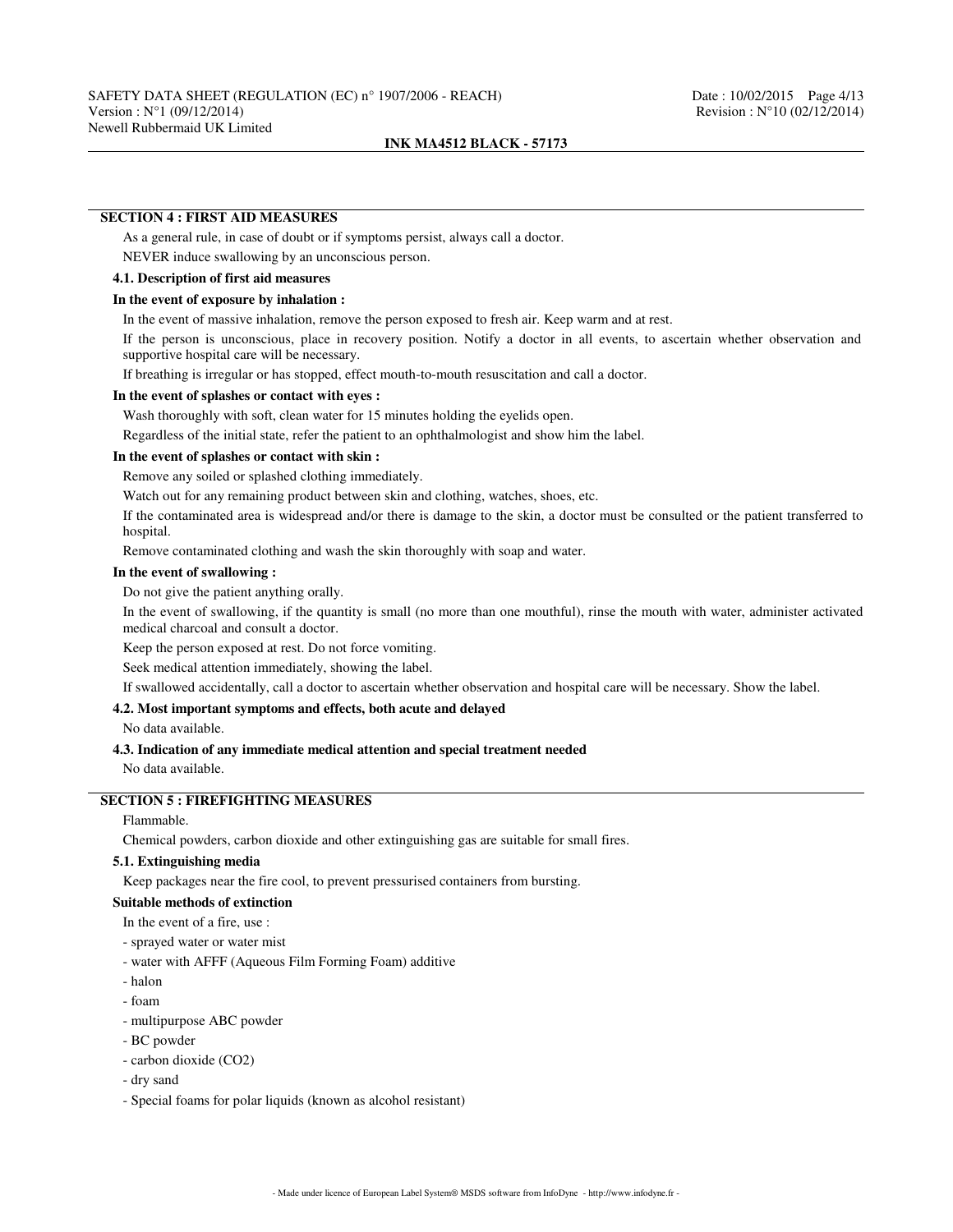## SECTION 4 : FIRST AID MEASURES

As a general rule, in case of doubt or if symptoms persist, always call a doctor.

NEVER induce swallowing by an unconscious person.

### 4.1. Description of first aid measures

**In the event of exposure by inhalation :**

In the event of massive inhalation, remove the person exposed to fresh air. Keep warm and at rest.

If the person is unconscious, place in recovery position. Notify a doctor in all events, to ascertain whether observation and supportive hospital care will be necessary.

If breathing is irregular or has stopped, effect mouth-to-mouth resuscitation and call a doctor.

**In the event of splashes or contact with eyes :**

Wash thoroughly with soft, clean water for 15 minutes holding the eyelids open.

Regardless of the initial state, refer the patient to an ophthalmologist and show him the label.

**In the event of splashes or contact with skin :**

Remove any soiled or splashed clothing immediately.

Watch out for any remaining product between skin and clothing, watches, shoes, etc.

If the contaminated area is widespread and/or there is damage to the skin, a doctor must be consulted or the patient transferred to hospital.

Remove contaminated clothing and wash the skin thoroughly with soap and water.

**In the event of swallowing :**

Do not give the patient anything orally.

In the event of swallowing, if the quantity is small (no more than one mouthful), rinse the mouth with water, administer activated medical charcoal and consult a doctor.

Keep the person exposed at rest. Do not force vomiting.

Seek medical attention immediately, showing the label.

If swallowed accidentally, call a doctor to ascertain whether observation and hospital care will be necessary. Show the label.

### 4.2. Most important symptoms and effects, both acute and delayed

No data available.

### 4.3. Indication of any immediate medical attention and special treatment needed

No data available.

## SECTION 5 : FIREFIGHTING MEASURES

Flammable.

Chemical powders, carbon dioxide and other extinguishing gas are suitable for small fires.

### 5.1. Extinguishing media

Keep packages near the fire cool, to prevent pressurised containers from bursting.

**Suitable methods of extinction**

In the event of a fire, use :

- sprayed water or water mist
- water with AFFF (Aqueous Film Forming Foam) additive
- halon
- foam
- multipurpose ABC powder
- BC powder
- carbon dioxide ($CO_2$)
- dry sand
- Special foams for polar liquids (known as alcohol resistant)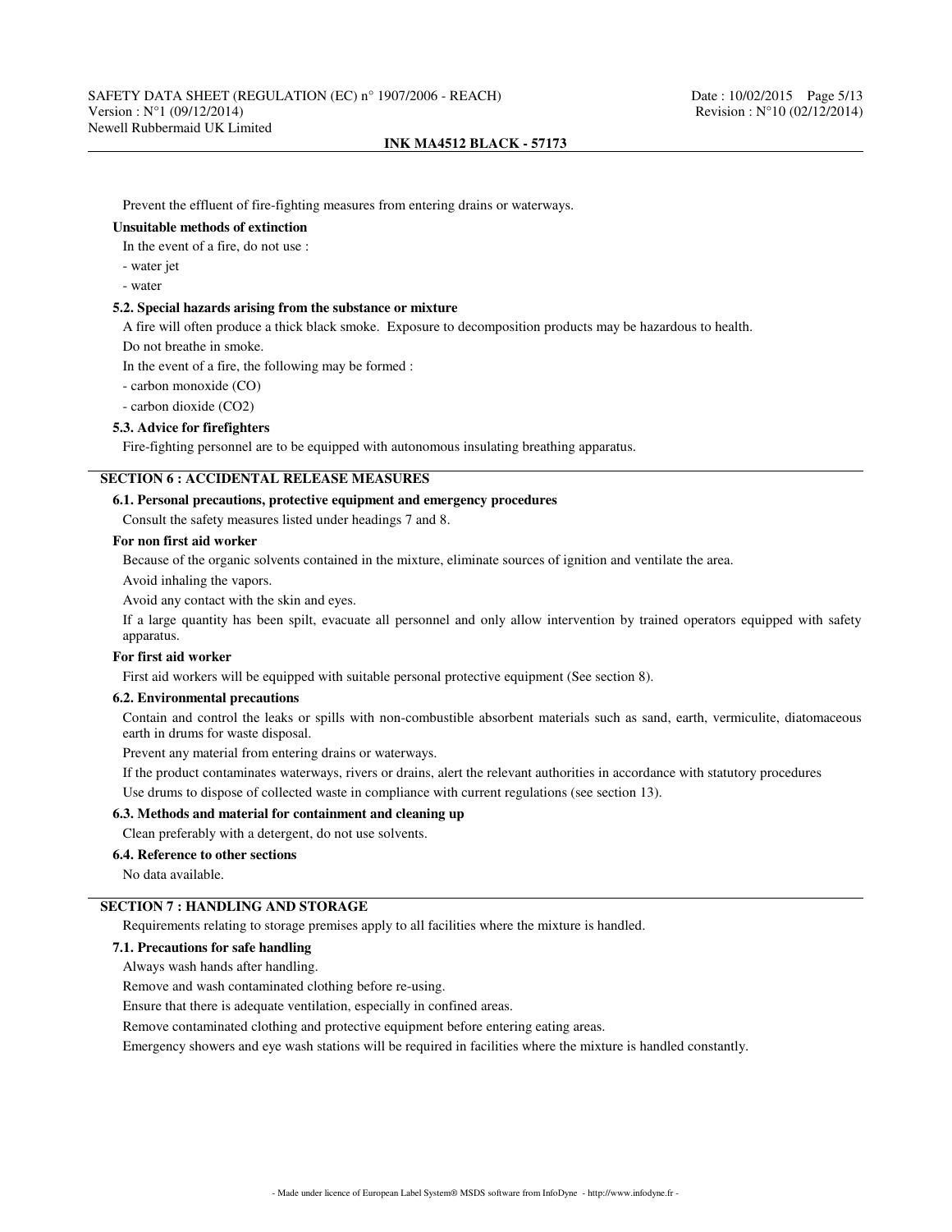Prevent the effluent of fire-fighting measures from entering drains or waterways.

**Unsuitable methods of extinction**

In the event of a fire, do not use :

- water jet
- water

**5.2. Special hazards arising from the substance or mixture**

A fire will often produce a thick black smoke. Exposure to decomposition products may be hazardous to health.

Do not breathe in smoke.

In the event of a fire, the following may be formed :

- carbon monoxide (CO)
- carbon dioxide ($CO_2$)

**5.3. Advice for firefighters**

Fire-fighting personnel are to be equipped with autonomous insulating breathing apparatus.

## SECTION 6 : ACCIDENTAL RELEASE MEASURES

**6.1. Personal precautions, protective equipment and emergency procedures**

Consult the safety measures listed under headings 7 and 8.

**For non first aid worker**

Because of the organic solvents contained in the mixture, eliminate sources of ignition and ventilate the area.

Avoid inhaling the vapors.

Avoid any contact with the skin and eyes.

If a large quantity has been spilt, evacuate all personnel and only allow intervention by trained operators equipped with safety apparatus.

**For first aid worker**

First aid workers will be equipped with suitable personal protective equipment (See section 8).

**6.2. Environmental precautions**

Contain and control the leaks or spills with non-combustible absorbent materials such as sand, earth, vermiculite, diatomaceous earth in drums for waste disposal.

Prevent any material from entering drains or waterways.

If the product contaminates waterways, rivers or drains, alert the relevant authorities in accordance with statutory procedures

Use drums to dispose of collected waste in compliance with current regulations (see section 13).

**6.3. Methods and material for containment and cleaning up**

Clean preferably with a detergent, do not use solvents.

**6.4. Reference to other sections**

No data available.

## SECTION 7 : HANDLING AND STORAGE

Requirements relating to storage premises apply to all facilities where the mixture is handled.

**7.1. Precautions for safe handling**

Always wash hands after handling.

Remove and wash contaminated clothing before re-using.

Ensure that there is adequate ventilation, especially in confined areas.

Remove contaminated clothing and protective equipment before entering eating areas.

Emergency showers and eye wash stations will be required in facilities where the mixture is handled constantly.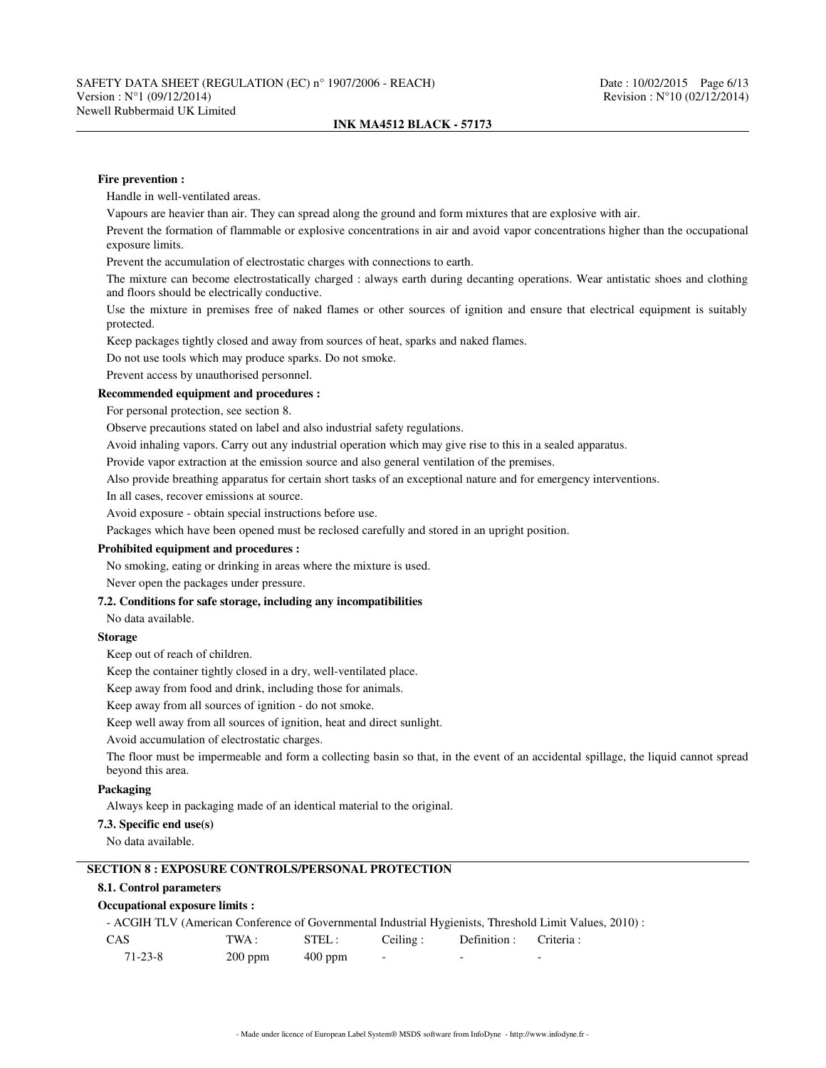**Fire prevention :**

Handle in well-ventilated areas.

Vapours are heavier than air. They can spread along the ground and form mixtures that are explosive with air.

Prevent the formation of flammable or explosive concentrations in air and avoid vapor concentrations higher than the occupational exposure limits.

Prevent the accumulation of electrostatic charges with connections to earth.

The mixture can become electrostatically charged : always earth during decanting operations. Wear antistatic shoes and clothing and floors should be electrically conductive.

Use the mixture in premises free of naked flames or other sources of ignition and ensure that electrical equipment is suitably protected.

Keep packages tightly closed and away from sources of heat, sparks and naked flames.

Do not use tools which may produce sparks. Do not smoke.

Prevent access by unauthorised personnel.

**Recommended equipment and procedures :**

For personal protection, see section 8.

Observe precautions stated on label and also industrial safety regulations.

Avoid inhaling vapors. Carry out any industrial operation which may give rise to this in a sealed apparatus.

Provide vapor extraction at the emission source and also general ventilation of the premises.

Also provide breathing apparatus for certain short tasks of an exceptional nature and for emergency interventions.

In all cases, recover emissions at source.

Avoid exposure - obtain special instructions before use.

Packages which have been opened must be reclosed carefully and stored in an upright position.

**Prohibited equipment and procedures :**

No smoking, eating or drinking in areas where the mixture is used.

Never open the packages under pressure.

**7.2. Conditions for safe storage, including any incompatibilities**

No data available.

**Storage**

Keep out of reach of children.

Keep the container tightly closed in a dry, well-ventilated place.

Keep away from food and drink, including those for animals.

Keep away from all sources of ignition - do not smoke.

Keep well away from all sources of ignition, heat and direct sunlight.

Avoid accumulation of electrostatic charges.

The floor must be impermeable and form a collecting basin so that, in the event of an accidental spillage, the liquid cannot spread beyond this area.

**Packaging**

Always keep in packaging made of an identical material to the original.

**7.3. Specific end use(s)**

No data available.

## SECTION 8 : EXPOSURE CONTROLS/PERSONAL PROTECTION

**8.1. Control parameters**

**Occupational exposure limits :**

- ACGIH TLV (American Conference of Governmental Industrial Hygienists, Threshold Limit Values, 2010) :

| CAS | TWA : | STEL : | Ceiling : | Definition : | Criteria : |
|---|---|---|---|---|---|
| 71-23-8 | 200 ppm | 400 ppm | - | - | - |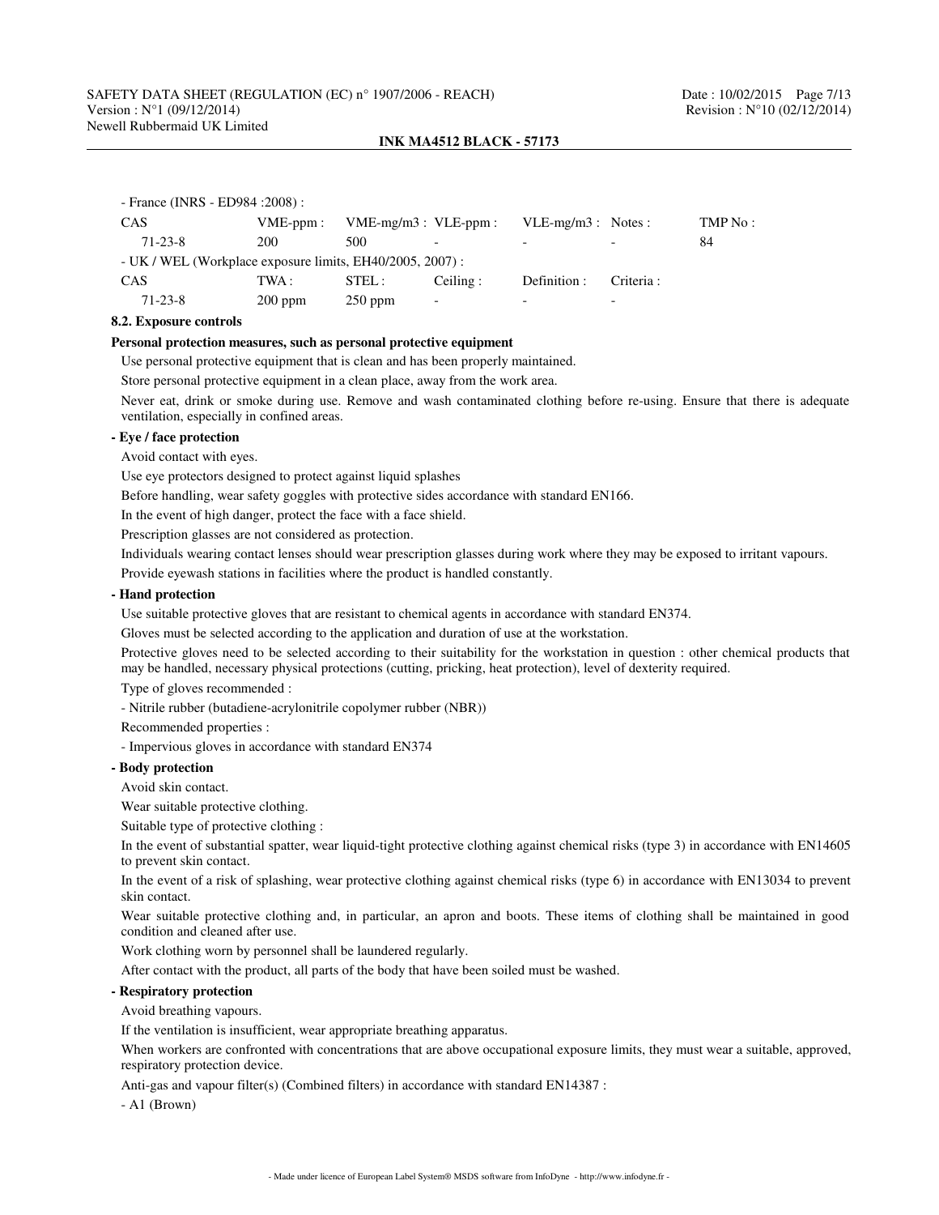- France (INRS - ED984 :2008) :

| CAS | VME-ppm : | VME-mg/m3 : | VLE-ppm : | VLE-mg/m3 : | Notes : | TMP No : |
|---|---|---|---|---|---|---|
| 71-23-8 | 200 | 500 | - | - | - | 84 |

- UK / WEL (Workplace exposure limits, EH40/2005, 2007) :

| CAS | TWA : | STEL : | Ceiling : | Definition : | Criteria : |
|---|---|---|---|---|---|
| 71-23-8 | 200 ppm | 250 ppm | - | - | - |

**8.2. Exposure controls**

**Personal protection measures, such as personal protective equipment**

Use personal protective equipment that is clean and has been properly maintained.

Store personal protective equipment in a clean place, away from the work area.

Never eat, drink or smoke during use. Remove and wash contaminated clothing before re-using. Ensure that there is adequate ventilation, especially in confined areas.

**- Eye / face protection**

Avoid contact with eyes.

Use eye protectors designed to protect against liquid splashes

Before handling, wear safety goggles with protective sides accordance with standard EN166.

In the event of high danger, protect the face with a face shield.

Prescription glasses are not considered as protection.

Individuals wearing contact lenses should wear prescription glasses during work where they may be exposed to irritant vapours.

Provide eyewash stations in facilities where the product is handled constantly.

**- Hand protection**

Use suitable protective gloves that are resistant to chemical agents in accordance with standard EN374.

Gloves must be selected according to the application and duration of use at the workstation.

Protective gloves need to be selected according to their suitability for the workstation in question : other chemical products that may be handled, necessary physical protections (cutting, pricking, heat protection), level of dexterity required.

Type of gloves recommended :

- Nitrile rubber (butadiene-acrylonitrile copolymer rubber (NBR))

Recommended properties :

- Impervious gloves in accordance with standard EN374

**- Body protection**

Avoid skin contact.

Wear suitable protective clothing.

Suitable type of protective clothing :

In the event of substantial spatter, wear liquid-tight protective clothing against chemical risks (type 3) in accordance with EN14605 to prevent skin contact.

In the event of a risk of splashing, wear protective clothing against chemical risks (type 6) in accordance with EN13034 to prevent skin contact.

Wear suitable protective clothing and, in particular, an apron and boots. These items of clothing shall be maintained in good condition and cleaned after use.

Work clothing worn by personnel shall be laundered regularly.

After contact with the product, all parts of the body that have been soiled must be washed.

**- Respiratory protection**

Avoid breathing vapours.

If the ventilation is insufficient, wear appropriate breathing apparatus.

When workers are confronted with concentrations that are above occupational exposure limits, they must wear a suitable, approved, respiratory protection device.

Anti-gas and vapour filter(s) (Combined filters) in accordance with standard EN14387 :

- A1 (Brown)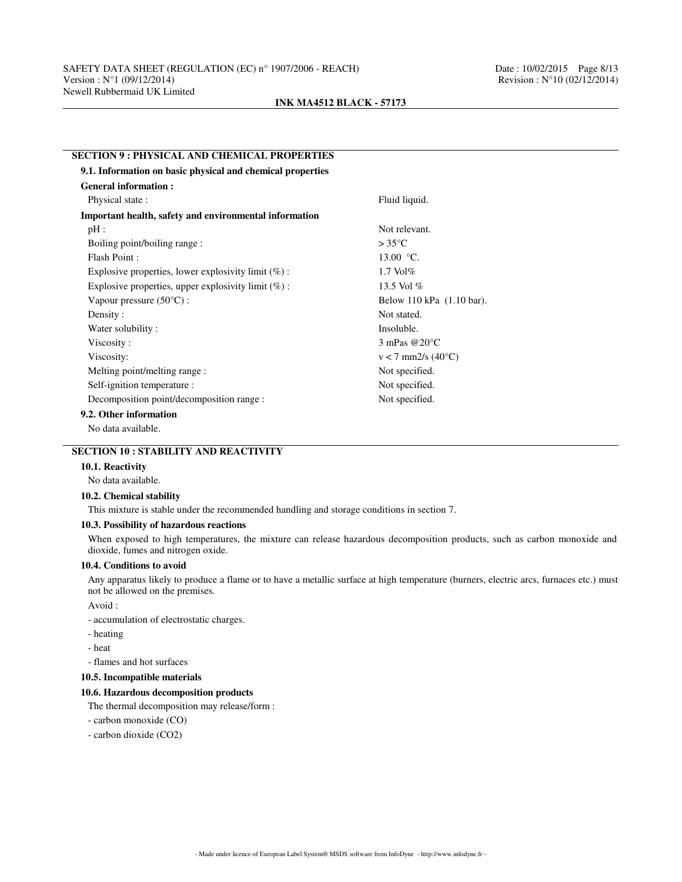## SECTION 9 : PHYSICAL AND CHEMICAL PROPERTIES

### 9.1. Information on basic physical and chemical properties

**General information :**

| | |
|---|---|
| Physical state : | Fluid liquid. |

**Important health, safety and environmental information**

| | |
|---|---|
| pH : | Not relevant. |
| Boiling point/boiling range : | > 35°C |
| Flash Point : | 13.00 °C. |
| Explosive properties, lower explosivity limit (%) : | 1.7 Vol% |
| Explosive properties, upper explosivity limit (%) : | 13.5 Vol % |
| Vapour pressure (50°C) : | Below 110 kPa (1.10 bar). |
| Density : | Not stated. |
| Water solubility : | Insoluble. |
| Viscosity : | 3 mPas @20°C |
| Viscosity: | v < 7 mm2/s (40°C) |
| Melting point/melting range : | Not specified. |
| Self-ignition temperature : | Not specified. |
| Decomposition point/decomposition range : | Not specified. |

### 9.2. Other information

No data available.

## SECTION 10 : STABILITY AND REACTIVITY

### 10.1. Reactivity

No data available.

### 10.2. Chemical stability

This mixture is stable under the recommended handling and storage conditions in section 7.

### 10.3. Possibility of hazardous reactions

When exposed to high temperatures, the mixture can release hazardous decomposition products, such as carbon monoxide and dioxide, fumes and nitrogen oxide.

### 10.4. Conditions to avoid

Any apparatus likely to produce a flame or to have a metallic surface at high temperature (burners, electric arcs, furnaces etc.) must not be allowed on the premises.

Avoid :

- accumulation of electrostatic charges.
- heating
- heat
- flames and hot surfaces

### 10.5. Incompatible materials

### 10.6. Hazardous decomposition products

The thermal decomposition may release/form :

- carbon monoxide (CO)
- carbon dioxide ($CO_2$)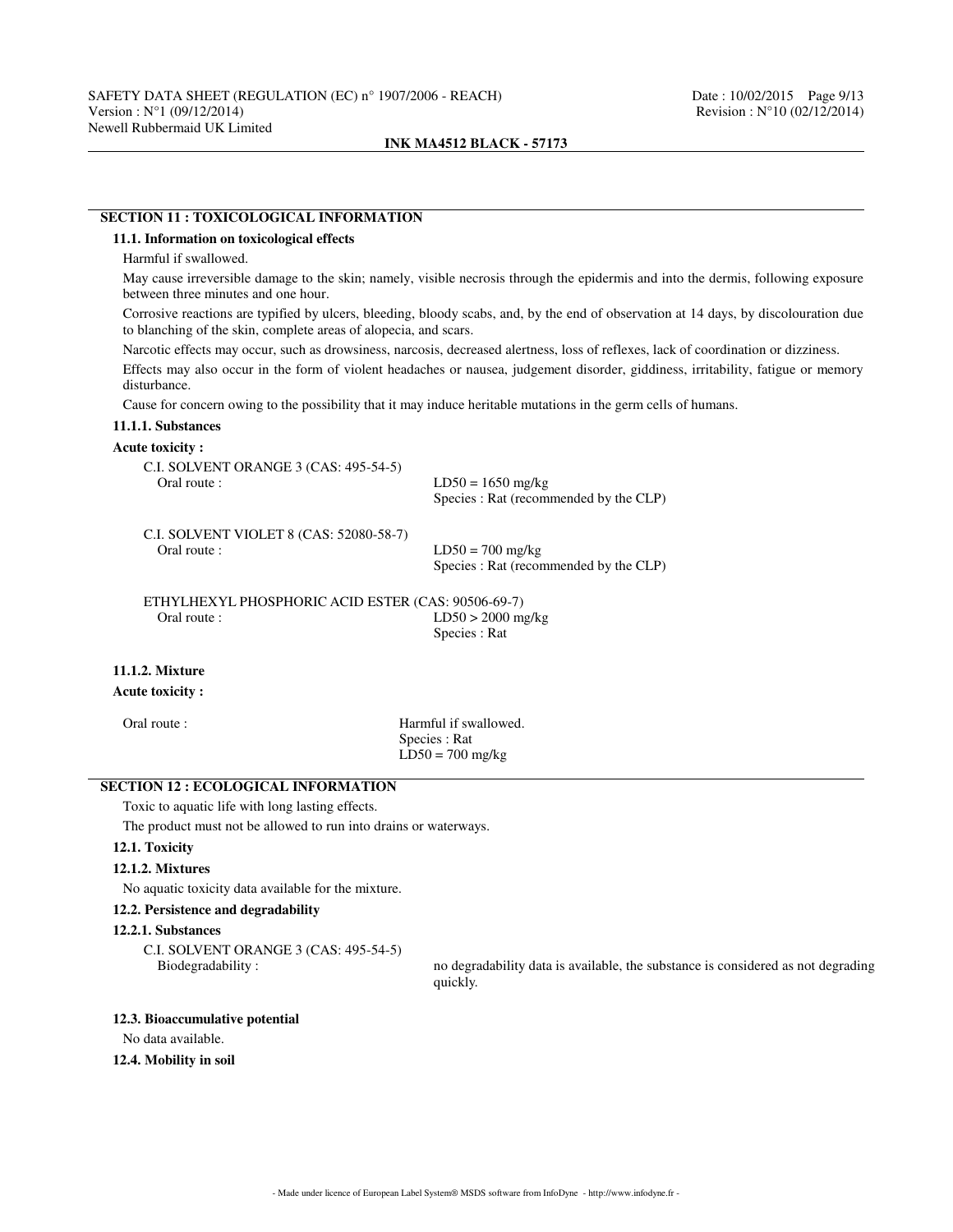## SECTION 11 : TOXICOLOGICAL INFORMATION

### 11.1. Information on toxicological effects

Harmful if swallowed.

May cause irreversible damage to the skin; namely, visible necrosis through the epidermis and into the dermis, following exposure between three minutes and one hour.

Corrosive reactions are typified by ulcers, bleeding, bloody scabs, and, by the end of observation at 14 days, by discolouration due to blanching of the skin, complete areas of alopecia, and scars.

Narcotic effects may occur, such as drowsiness, narcosis, decreased alertness, loss of reflexes, lack of coordination or dizziness.

Effects may also occur in the form of violent headaches or nausea, judgement disorder, giddiness, irritability, fatigue or memory disturbance.

Cause for concern owing to the possibility that it may induce heritable mutations in the germ cells of humans.

#### 11.1.1. Substances

**Acute toxicity :**

C.I. SOLVENT ORANGE 3 (CAS: 495-54-5)

Oral route : LD50 = 1650 mg/kg
Species : Rat (recommended by the CLP)

C.I. SOLVENT VIOLET 8 (CAS: 52080-58-7)

Oral route : LD50 = 700 mg/kg
Species : Rat (recommended by the CLP)

ETHYLHEXYL PHOSPHORIC ACID ESTER (CAS: 90506-69-7)

Oral route : LD50 > 2000 mg/kg
Species : Rat

#### 11.1.2. Mixture

**Acute toxicity :**

Oral route : Harmful if swallowed.
Species : Rat
LD50 = 700 mg/kg

## SECTION 12 : ECOLOGICAL INFORMATION

Toxic to aquatic life with long lasting effects.

The product must not be allowed to run into drains or waterways.

### 12.1. Toxicity

#### 12.1.2. Mixtures

No aquatic toxicity data available for the mixture.

### 12.2. Persistence and degradability

#### 12.2.1. Substances

C.I. SOLVENT ORANGE 3 (CAS: 495-54-5)

Biodegradability : no degradability data is available, the substance is considered as not degrading quickly.

### 12.3. Bioaccumulative potential

No data available.

### 12.4. Mobility in soil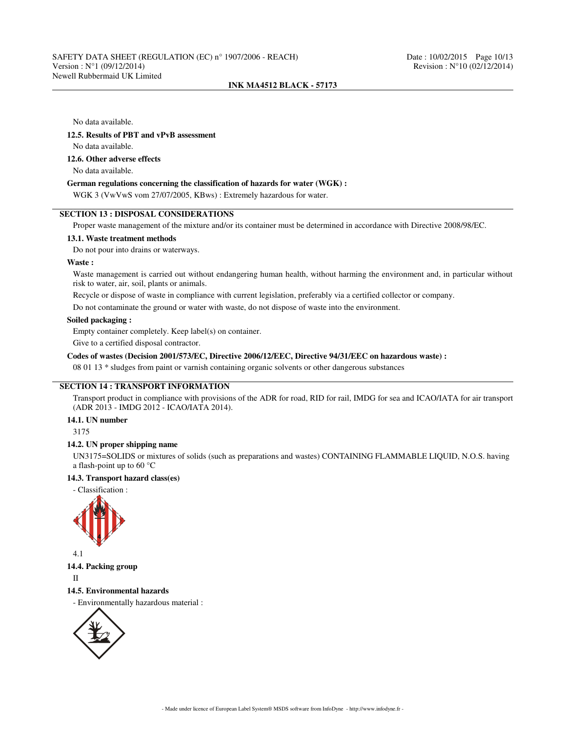No data available.

**12.5. Results of PBT and vPvB assessment**

No data available.

**12.6. Other adverse effects**

No data available.

**German regulations concerning the classification of hazards for water (WGK) :**

WGK 3 (VwVwS vom 27/07/2005, KBws) : Extremely hazardous for water.

## SECTION 13 : DISPOSAL CONSIDERATIONS

Proper waste management of the mixture and/or its container must be determined in accordance with Directive 2008/98/EC.

**13.1. Waste treatment methods**

Do not pour into drains or waterways.

**Waste :**

Waste management is carried out without endangering human health, without harming the environment and, in particular without risk to water, air, soil, plants or animals.

Recycle or dispose of waste in compliance with current legislation, preferably via a certified collector or company.

Do not contaminate the ground or water with waste, do not dispose of waste into the environment.

**Soiled packaging :**

Empty container completely. Keep label(s) on container.

Give to a certified disposal contractor.

**Codes of wastes (Decision 2001/573/EC, Directive 2006/12/EEC, Directive 94/31/EEC on hazardous waste) :**

08 01 13 * sludges from paint or varnish containing organic solvents or other dangerous substances

## SECTION 14 : TRANSPORT INFORMATION

Transport product in compliance with provisions of the ADR for road, RID for rail, IMDG for sea and ICAO/IATA for air transport (ADR 2013 - IMDG 2012 - ICAO/IATA 2014).

**14.1. UN number**

3175

**14.2. UN proper shipping name**

UN3175=SOLIDS or mixtures of solids (such as preparations and wastes) CONTAINING FLAMMABLE LIQUID, N.O.S. having a flash-point up to 60 °C

**14.3. Transport hazard class(es)**

- Classification :

4.1

**14.4. Packing group**

II

**14.5. Environmental hazards**

- Environmentally hazardous material :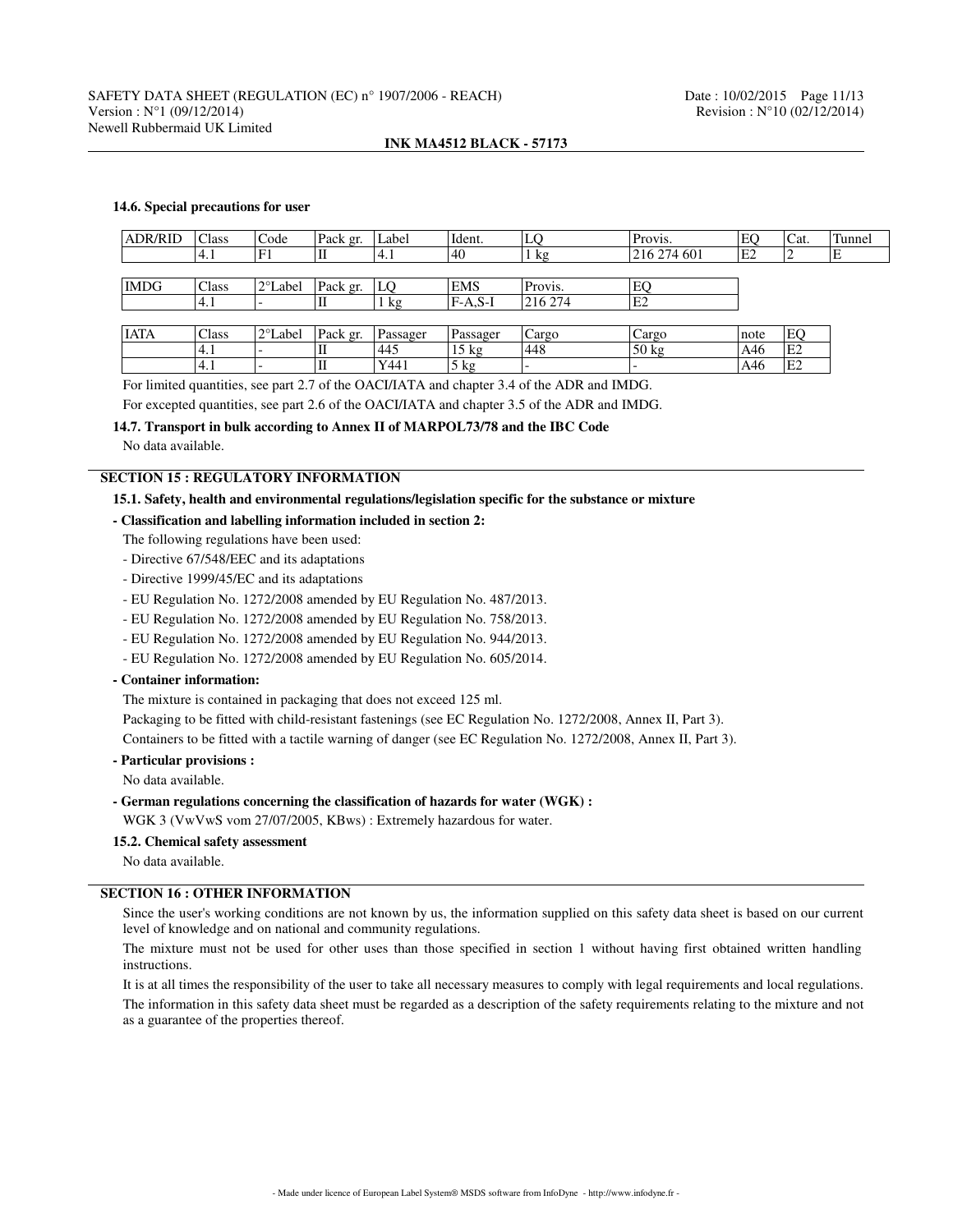#### 14.6. Special precautions for user

| ADR/RID | Class | Code | Pack gr. | Label | Ident. | LQ | Provis. | EQ | Cat. | Tunnel |
|---|---|---|---|---|---|---|---|---|---|---|
| | 4.1 | F1 | II | 4.1 | 40 | 1 kg | 216 274 601 | E2 | 2 | E |

| IMDG | Class | 2°Label | Pack gr. | LQ | EMS | Provis. | EQ |
|---|---|---|---|---|---|---|---|
| | 4.1 | - | II | 1 kg | F-A,S-I | 216 274 | E2 |

| IATA | Class | 2°Label | Pack gr. | Passager | Passager | Cargo | Cargo | note | EQ |
|---|---|---|---|---|---|---|---|---|---|
| | 4.1 | - | II | 445 | 15 kg | 448 | 50 kg | A46 | E2 |
| | 4.1 | - | II | Y441 | 5 kg | - | - | A46 | E2 |

For limited quantities, see part 2.7 of the OACI/IATA and chapter 3.4 of the ADR and IMDG.

For excepted quantities, see part 2.6 of the OACI/IATA and chapter 3.5 of the ADR and IMDG.

#### 14.7. Transport in bulk according to Annex II of MARPOL73/78 and the IBC Code

No data available.

## SECTION 15 : REGULATORY INFORMATION

#### 15.1. Safety, health and environmental regulations/legislation specific for the substance or mixture

**- Classification and labelling information included in section 2:**

The following regulations have been used:

- Directive 67/548/EEC and its adaptations
- Directive 1999/45/EC and its adaptations
- EU Regulation No. 1272/2008 amended by EU Regulation No. 487/2013.
- EU Regulation No. 1272/2008 amended by EU Regulation No. 758/2013.
- EU Regulation No. 1272/2008 amended by EU Regulation No. 944/2013.
- EU Regulation No. 1272/2008 amended by EU Regulation No. 605/2014.

**- Container information:**

The mixture is contained in packaging that does not exceed 125 ml.

Packaging to be fitted with child-resistant fastenings (see EC Regulation No. 1272/2008, Annex II, Part 3).

Containers to be fitted with a tactile warning of danger (see EC Regulation No. 1272/2008, Annex II, Part 3).

**- Particular provisions :**

No data available.

**- German regulations concerning the classification of hazards for water (WGK) :**

WGK 3 (VwVwS vom 27/07/2005, KBws) : Extremely hazardous for water.

#### 15.2. Chemical safety assessment

No data available.

## SECTION 16 : OTHER INFORMATION

Since the user's working conditions are not known by us, the information supplied on this safety data sheet is based on our current level of knowledge and on national and community regulations.

The mixture must not be used for other uses than those specified in section 1 without having first obtained written handling instructions.

It is at all times the responsibility of the user to take all necessary measures to comply with legal requirements and local regulations.

The information in this safety data sheet must be regarded as a description of the safety requirements relating to the mixture and not as a guarantee of the properties thereof.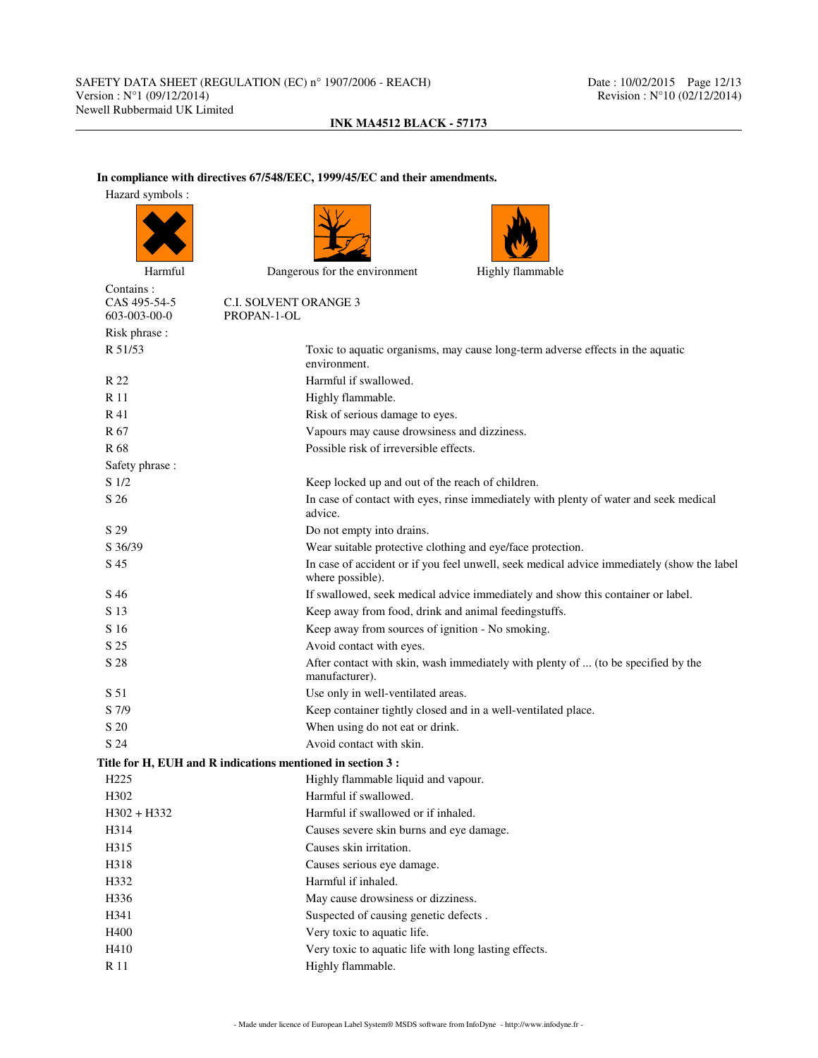**In compliance with directives 67/548/EEC, 1999/45/EC and their amendments.**

Hazard symbols :

Harmful    Dangerous for the environment    Highly flammable

Contains :

| | |
|---|---|
| CAS 495-54-5 | C.I. SOLVENT ORANGE 3 |
| 603-003-00-0 | PROPAN-1-OL |

Risk phrase :

| | |
|---|---|
| R 51/53 | Toxic to aquatic organisms, may cause long-term adverse effects in the aquatic environment. |
| R 22 | Harmful if swallowed. |
| R 11 | Highly flammable. |
| R 41 | Risk of serious damage to eyes. |
| R 67 | Vapours may cause drowsiness and dizziness. |
| R 68 | Possible risk of irreversible effects. |

Safety phrase :

| | |
|---|---|
| S 1/2 | Keep locked up and out of the reach of children. |
| S 26 | In case of contact with eyes, rinse immediately with plenty of water and seek medical advice. |
| S 29 | Do not empty into drains. |
| S 36/39 | Wear suitable protective clothing and eye/face protection. |
| S 45 | In case of accident or if you feel unwell, seek medical advice immediately (show the label where possible). |
| S 46 | If swallowed, seek medical advice immediately and show this container or label. |
| S 13 | Keep away from food, drink and animal feedingstuffs. |
| S 16 | Keep away from sources of ignition - No smoking. |
| S 25 | Avoid contact with eyes. |
| S 28 | After contact with skin, wash immediately with plenty of ... (to be specified by the manufacturer). |
| S 51 | Use only in well-ventilated areas. |
| S 7/9 | Keep container tightly closed and in a well-ventilated place. |
| S 20 | When using do not eat or drink. |
| S 24 | Avoid contact with skin. |

**Title for H, EUH and R indications mentioned in section 3 :**

| | |
|---|---|
| H225 | Highly flammable liquid and vapour. |
| H302 | Harmful if swallowed. |
| H302 + H332 | Harmful if swallowed or if inhaled. |
| H314 | Causes severe skin burns and eye damage. |
| H315 | Causes skin irritation. |
| H318 | Causes serious eye damage. |
| H332 | Harmful if inhaled. |
| H336 | May cause drowsiness or dizziness. |
| H341 | Suspected of causing genetic defects . |
| H400 | Very toxic to aquatic life. |
| H410 | Very toxic to aquatic life with long lasting effects. |
| R 11 | Highly flammable. |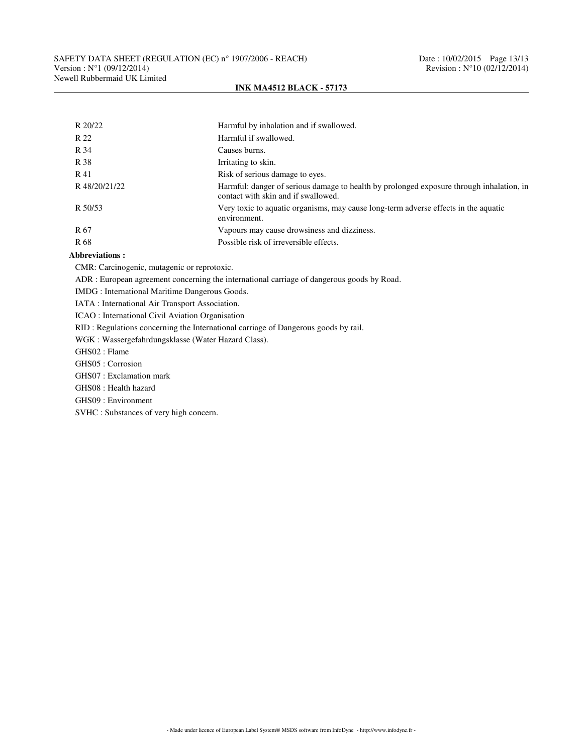| | |
|---|---|
| R 20/22 | Harmful by inhalation and if swallowed. |
| R 22 | Harmful if swallowed. |
| R 34 | Causes burns. |
| R 38 | Irritating to skin. |
| R 41 | Risk of serious damage to eyes. |
| R 48/20/21/22 | Harmful: danger of serious damage to health by prolonged exposure through inhalation, in contact with skin and if swallowed. |
| R 50/53 | Very toxic to aquatic organisms, may cause long-term adverse effects in the aquatic environment. |
| R 67 | Vapours may cause drowsiness and dizziness. |
| R 68 | Possible risk of irreversible effects. |

**Abbreviations :**

CMR: Carcinogenic, mutagenic or reprotoxic.

ADR : European agreement concerning the international carriage of dangerous goods by Road.

IMDG : International Maritime Dangerous Goods.

IATA : International Air Transport Association.

ICAO : International Civil Aviation Organisation

RID : Regulations concerning the International carriage of Dangerous goods by rail.

WGK : Wassergefahrdungsklasse (Water Hazard Class).

GHS02 : Flame

GHS05 : Corrosion

GHS07 : Exclamation mark

GHS08 : Health hazard

GHS09 : Environment

SVHC : Substances of very high concern.